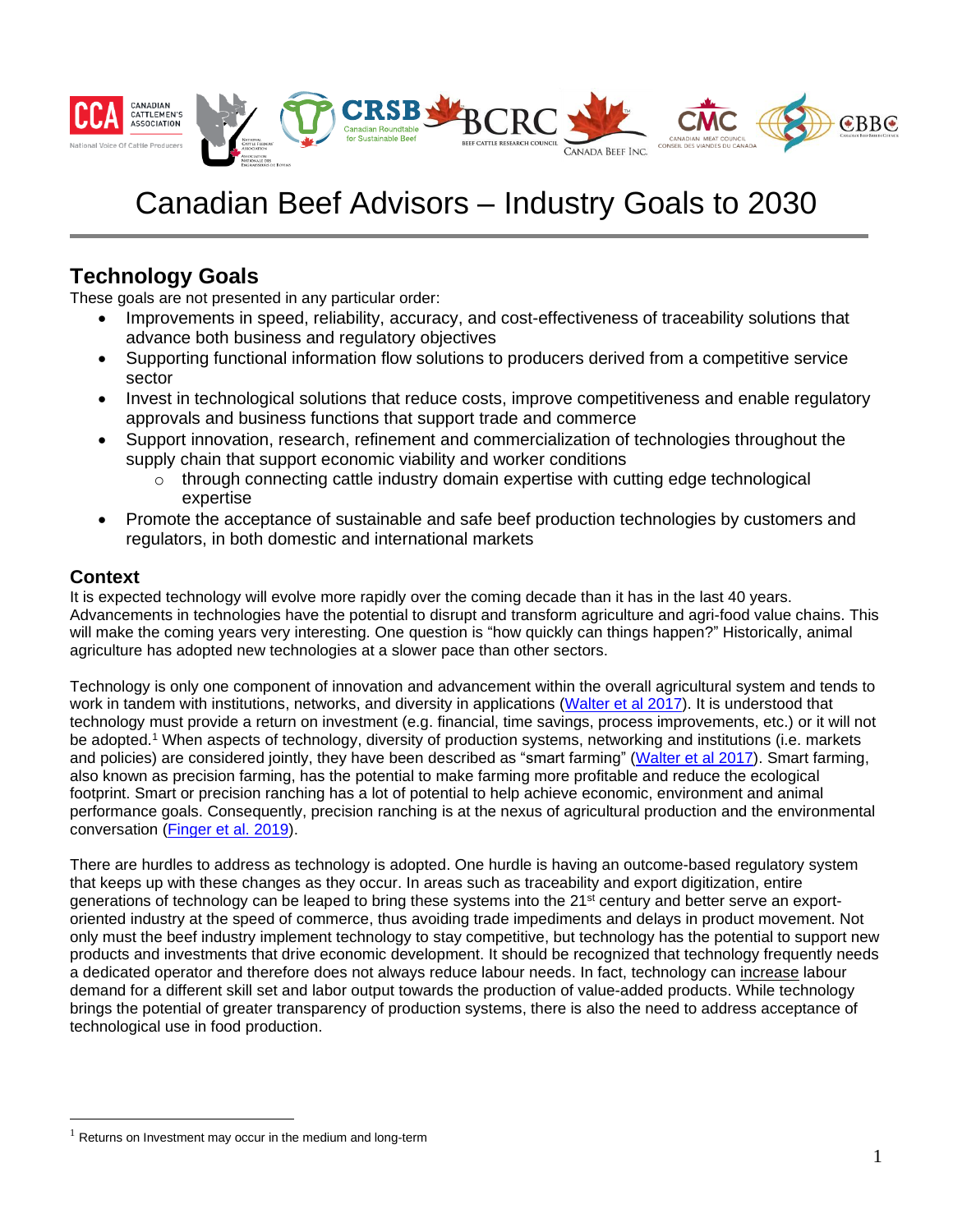# Canadian Beef Advisors – Industry Goals to 2030

## Technology Goals

These goals are not presented in any particular order:

- Improvements in speed, reliability, accuracy, and cost-effectiveness of traceability solutions that advance both business and regulatory objectives
- Supporting functional information flow solutions to producers derived from a competitive service sector
- Invest in technological solutions that reduce costs, improve competitiveness and enable regulatory approvals and business functions that support trade and commerce
- Support innovation, research, refinement and commercialization of technologies throughout the supply chain that support economic viability and worker conditions
  - through connecting cattle industry domain expertise with cutting edge technological expertise
- Promote the acceptance of sustainable and safe beef production technologies by customers and regulators, in both domestic and international markets

### Context

It is expected technology will evolve more rapidly over the coming decade than it has in the last 40 years. Advancements in technologies have the potential to disrupt and transform agriculture and agri-food value chains. This will make the coming years very interesting. One question is "how quickly can things happen?" Historically, animal agriculture has adopted new technologies at a slower pace than other sectors.

Technology is only one component of innovation and advancement within the overall agricultural system and tends to work in tandem with institutions, networks, and diversity in applications (Walter et al 2017). It is understood that technology must provide a return on investment (e.g. financial, time savings, process improvements, etc.) or it will not be adopted.[1] When aspects of technology, diversity of production systems, networking and institutions (i.e. markets and policies) are considered jointly, they have been described as "smart farming" (Walter et al 2017). Smart farming, also known as precision farming, has the potential to make farming more profitable and reduce the ecological footprint. Smart or precision ranching has a lot of potential to help achieve economic, environment and animal performance goals. Consequently, precision ranching is at the nexus of agricultural production and the environmental conversation (Finger et al. 2019).

There are hurdles to address as technology is adopted. One hurdle is having an outcome-based regulatory system that keeps up with these changes as they occur. In areas such as traceability and export digitization, entire generations of technology can be leaped to bring these systems into the 21st century and better serve an export-oriented industry at the speed of commerce, thus avoiding trade impediments and delays in product movement. Not only must the beef industry implement technology to stay competitive, but technology has the potential to support new products and investments that drive economic development. It should be recognized that technology frequently needs a dedicated operator and therefore does not always reduce labour needs. In fact, technology can increase labour demand for a different skill set and labor output towards the production of value-added products. While technology brings the potential of greater transparency of production systems, there is also the need to address acceptance of technological use in food production.

[1] Returns on Investment may occur in the medium and long-term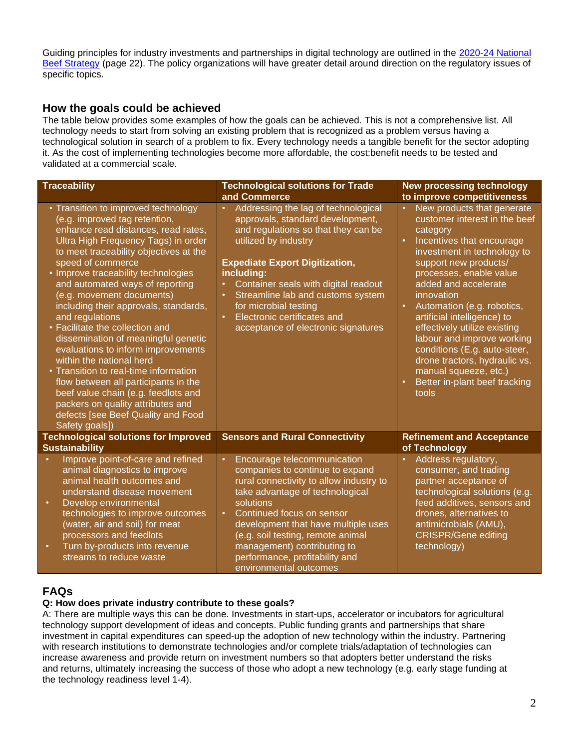Guiding principles for industry investments and partnerships in digital technology are outlined in the [2020-24 National Beef Strategy](#) (page 22). The policy organizations will have greater detail around direction on the regulatory issues of specific topics.

## How the goals could be achieved

The table below provides some examples of how the goals can be achieved. This is not a comprehensive list. All technology needs to start from solving an existing problem that is recognized as a problem versus having a technological solution in search of a problem to fix. Every technology needs a tangible benefit for the sector adopting it. As the cost of implementing technologies become more affordable, the cost:benefit needs to be tested and validated at a commercial scale.

| Traceability | Technological solutions for Trade and Commerce | New processing technology to improve competitiveness |
|---|---|---|
| • Transition to improved technology (e.g. improved tag retention, enhance read distances, read rates, Ultra High Frequency Tags) in order to meet traceability objectives at the speed of commerce<br>• Improve traceability technologies and automated ways of reporting (e.g. movement documents) including their approvals, standards, and regulations<br>• Facilitate the collection and dissemination of meaningful genetic evaluations to inform improvements within the national herd<br>• Transition to real-time information flow between all participants in the beef value chain (e.g. feedlots and packers on quality attributes and defects [see Beef Quality and Food Safety goals]) | • Addressing the lag of technological approvals, standard development, and regulations so that they can be utilized by industry<br><br>**Expedite Export Digitization, including:**<br>• Container seals with digital readout<br>• Streamline lab and customs system for microbial testing<br>• Electronic certificates and acceptance of electronic signatures | • New products that generate customer interest in the beef category<br>• Incentives that encourage investment in technology to support new products/ processes, enable value added and accelerate innovation<br>• Automation (e.g. robotics, artificial intelligence) to effectively utilize existing labour and improve working conditions (E.g. auto-steer, drone tractors, hydraulic vs. manual squeeze, etc.)<br>• Better in-plant beef tracking tools |
| **Technological solutions for Improved Sustainability** | **Sensors and Rural Connectivity** | **Refinement and Acceptance of Technology** |
| • Improve point-of-care and refined animal diagnostics to improve animal health outcomes and understand disease movement<br>• Develop environmental technologies to improve outcomes (water, air and soil) for meat processors and feedlots<br>• Turn by-products into revenue streams to reduce waste | • Encourage telecommunication companies to continue to expand rural connectivity to allow industry to take advantage of technological solutions<br>• Continued focus on sensor development that have multiple uses (e.g. soil testing, remote animal management) contributing to performance, profitability and environmental outcomes | • Address regulatory, consumer, and trading partner acceptance of technological solutions (e.g. feed additives, sensors and drones, alternatives to antimicrobials (AMU), CRISPR/Gene editing technology) |

## FAQs

**Q: How does private industry contribute to these goals?**

A: There are multiple ways this can be done. Investments in start-ups, accelerator or incubators for agricultural technology support development of ideas and concepts. Public funding grants and partnerships that share investment in capital expenditures can speed-up the adoption of new technology within the industry. Partnering with research institutions to demonstrate technologies and/or complete trials/adaptation of technologies can increase awareness and provide return on investment numbers so that adopters better understand the risks and returns, ultimately increasing the success of those who adopt a new technology (e.g. early stage funding at the technology readiness level 1-4).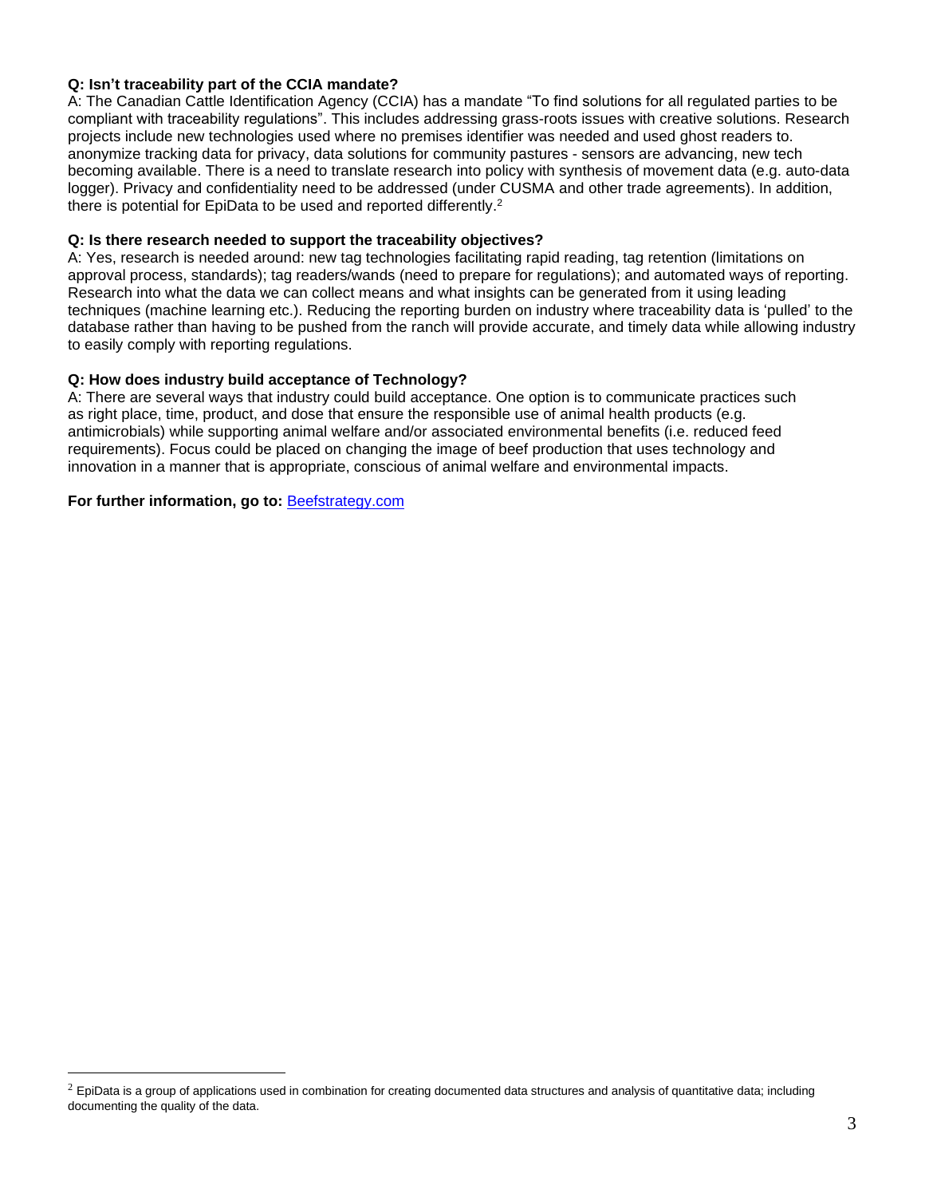**Q: Isn't traceability part of the CCIA mandate?**
A: The Canadian Cattle Identification Agency (CCIA) has a mandate "To find solutions for all regulated parties to be compliant with traceability regulations". This includes addressing grass-roots issues with creative solutions. Research projects include new technologies used where no premises identifier was needed and used ghost readers to. anonymize tracking data for privacy, data solutions for community pastures - sensors are advancing, new tech becoming available. There is a need to translate research into policy with synthesis of movement data (e.g. auto-data logger). Privacy and confidentiality need to be addressed (under CUSMA and other trade agreements). In addition, there is potential for EpiData to be used and reported differently.[2]

**Q: Is there research needed to support the traceability objectives?**
A: Yes, research is needed around: new tag technologies facilitating rapid reading, tag retention (limitations on approval process, standards); tag readers/wands (need to prepare for regulations); and automated ways of reporting. Research into what the data we can collect means and what insights can be generated from it using leading techniques (machine learning etc.). Reducing the reporting burden on industry where traceability data is 'pulled' to the database rather than having to be pushed from the ranch will provide accurate, and timely data while allowing industry to easily comply with reporting regulations.

**Q: How does industry build acceptance of Technology?**
A: There are several ways that industry could build acceptance. One option is to communicate practices such as right place, time, product, and dose that ensure the responsible use of animal health products (e.g. antimicrobials) while supporting animal welfare and/or associated environmental benefits (i.e. reduced feed requirements). Focus could be placed on changing the image of beef production that uses technology and innovation in a manner that is appropriate, conscious of animal welfare and environmental impacts.

**For further information, go to:** [Beefstrategy.com](Beefstrategy.com)

---

[2] EpiData is a group of applications used in combination for creating documented data structures and analysis of quantitative data; including documenting the quality of the data.